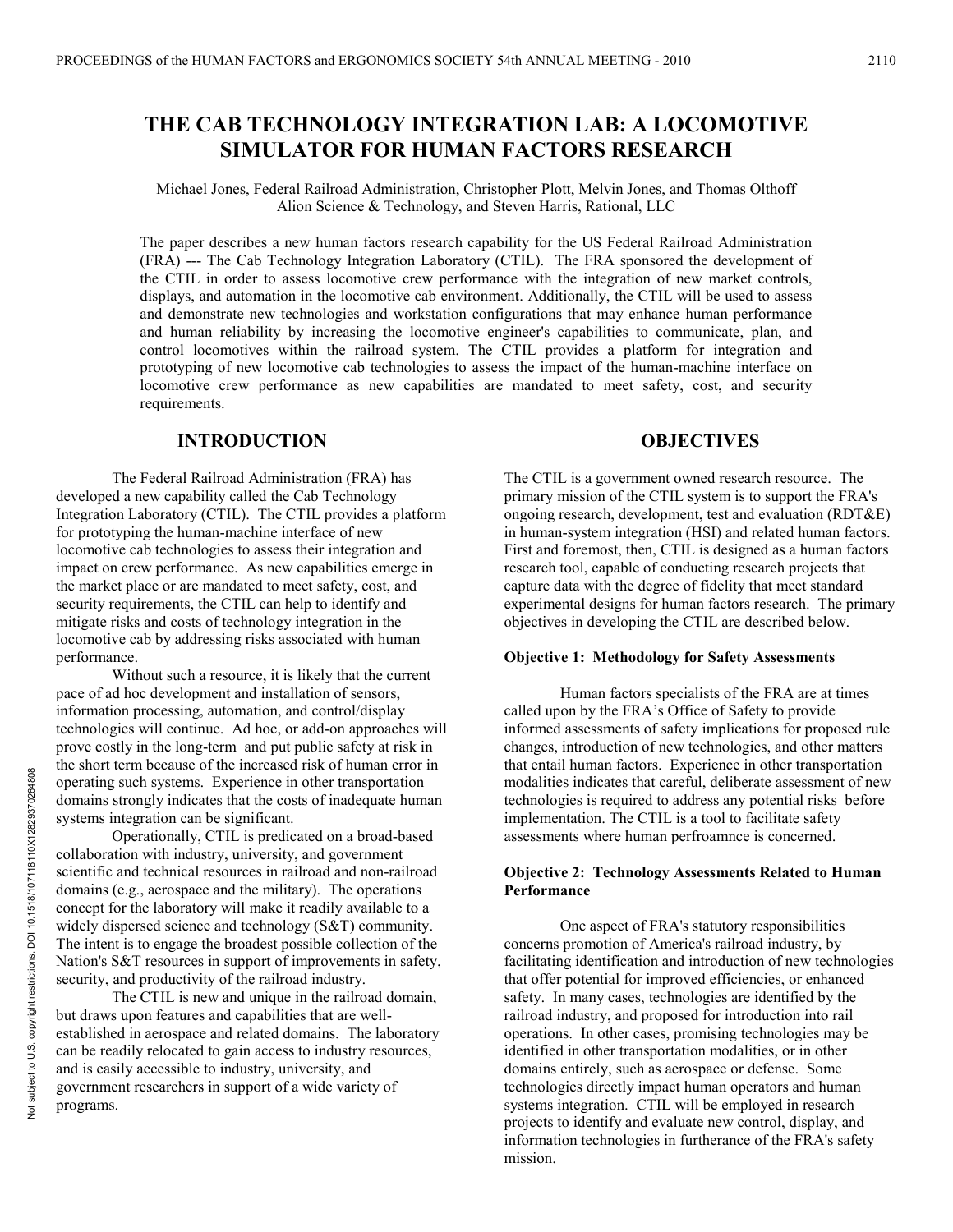# THE CAB TECHNOLOGY INTEGRATION LAB: A LOCOMOTIVE SIMULATOR FOR HUMAN FACTORS RESEARCH

Michael Jones, Federal Railroad Administration, Christopher Plott, Melvin Jones, and Thomas Olthoff Alion Science & Technology, and Steven Harris, Rational, LLC

The paper describes a new human factors research capability for the US Federal Railroad Administration (FRA) --- The Cab Technology Integration Laboratory (CTIL). The FRA sponsored the development of the CTIL in order to assess locomotive crew performance with the integration of new market controls, displays, and automation in the locomotive cab environment. Additionally, the CTIL will be used to assess and demonstrate new technologies and workstation configurations that may enhance human performance and human reliability by increasing the locomotive engineer's capabilities to communicate, plan, and control locomotives within the railroad system. The CTIL provides a platform for integration and prototyping of new locomotive cab technologies to assess the impact of the human-machine interface on locomotive crew performance as new capabilities are mandated to meet safety, cost, and security requirements.

## INTRODUCTION

The Federal Railroad Administration (FRA) has developed a new capability called the Cab Technology Integration Laboratory (CTIL). The CTIL provides a platform for prototyping the human-machine interface of new locomotive cab technologies to assess their integration and impact on crew performance. As new capabilities emerge in the market place or are mandated to meet safety, cost, and security requirements, the CTIL can help to identify and mitigate risks and costs of technology integration in the locomotive cab by addressing risks associated with human performance.

Without such a resource, it is likely that the current pace of ad hoc development and installation of sensors, information processing, automation, and control/display technologies will continue. Ad hoc, or add-on approaches will prove costly in the long-term and put public safety at risk in the short term because of the increased risk of human error in operating such systems. Experience in other transportation domains strongly indicates that the costs of inadequate human systems integration can be significant.

Operationally, CTIL is predicated on a broad-based collaboration with industry, university, and government scientific and technical resources in railroad and non-railroad domains (e.g., aerospace and the military). The operations concept for the laboratory will make it readily available to a widely dispersed science and technology (S&T) community. The intent is to engage the broadest possible collection of the Nation's S&T resources in support of improvements in safety, security, and productivity of the railroad industry.

The CTIL is new and unique in the railroad domain, but draws upon features and capabilities that are well-established in aerospace and related domains. The laboratory can be readily relocated to gain access to industry resources, and is easily accessible to industry, university, and government researchers in support of a wide variety of programs.

## OBJECTIVES

The CTIL is a government owned research resource. The primary mission of the CTIL system is to support the FRA's ongoing research, development, test and evaluation (RDT&E) in human-system integration (HSI) and related human factors. First and foremost, then, CTIL is designed as a human factors research tool, capable of conducting research projects that capture data with the degree of fidelity that meet standard experimental designs for human factors research. The primary objectives in developing the CTIL are described below.

### Objective 1: Methodology for Safety Assessments

Human factors specialists of the FRA are at times called upon by the FRA's Office of Safety to provide informed assessments of safety implications for proposed rule changes, introduction of new technologies, and other matters that entail human factors. Experience in other transportation modalities indicates that careful, deliberate assessment of new technologies is required to address any potential risks before implementation. The CTIL is a tool to facilitate safety assessments where human perfroamnce is concerned.

### Objective 2: Technology Assessments Related to Human Performance

One aspect of FRA's statutory responsibilities concerns promotion of America's railroad industry, by facilitating identification and introduction of new technologies that offer potential for improved efficiencies, or enhanced safety. In many cases, technologies are identified by the railroad industry, and proposed for introduction into rail operations. In other cases, promising technologies may be identified in other transportation modalities, or in other domains entirely, such as aerospace or defense. Some technologies directly impact human operators and human systems integration. CTIL will be employed in research projects to identify and evaluate new control, display, and information technologies in furtherance of the FRA's safety mission.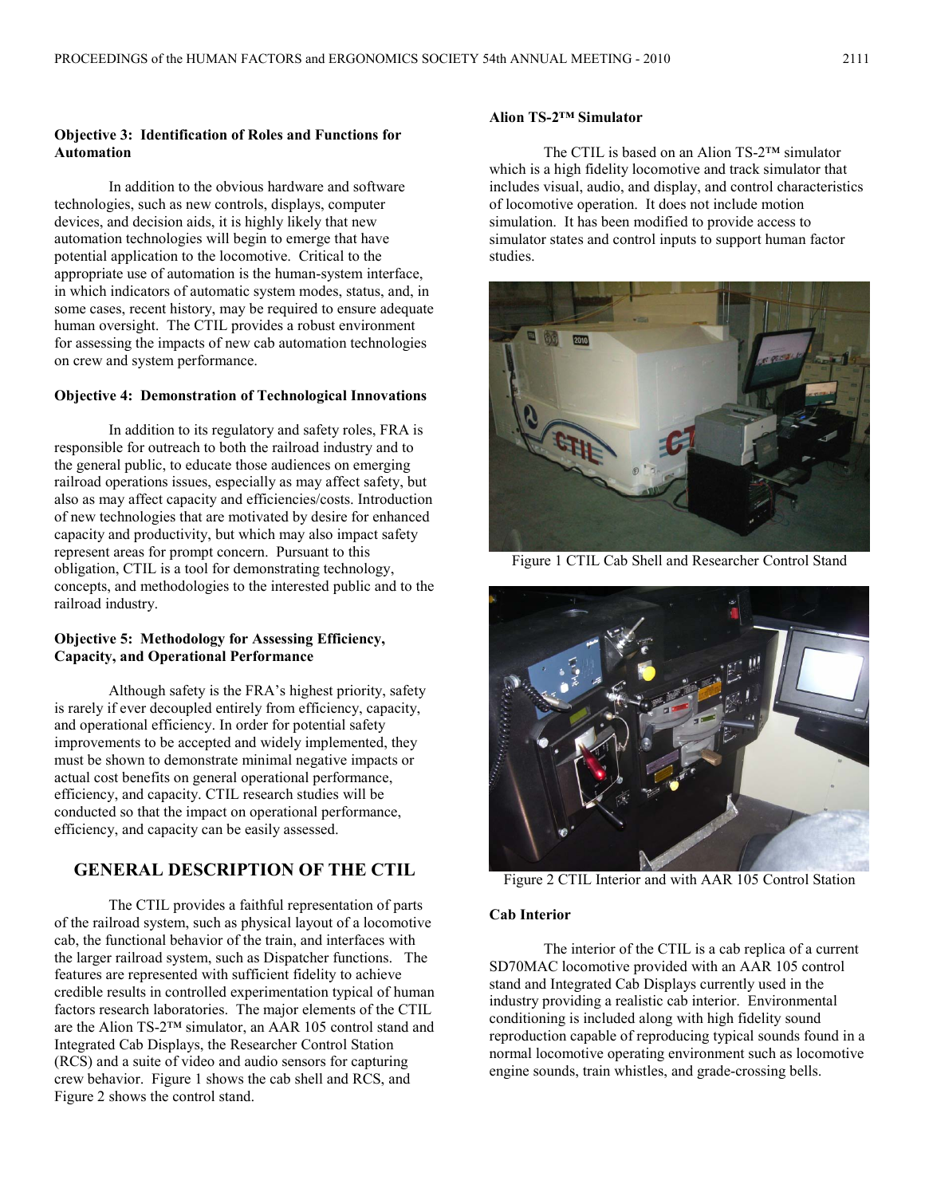### Objective 3: Identification of Roles and Functions for Automation

In addition to the obvious hardware and software technologies, such as new controls, displays, computer devices, and decision aids, it is highly likely that new automation technologies will begin to emerge that have potential application to the locomotive. Critical to the appropriate use of automation is the human-system interface, in which indicators of automatic system modes, status, and, in some cases, recent history, may be required to ensure adequate human oversight. The CTIL provides a robust environment for assessing the impacts of new cab automation technologies on crew and system performance.

### Objective 4: Demonstration of Technological Innovations

In addition to its regulatory and safety roles, FRA is responsible for outreach to both the railroad industry and to the general public, to educate those audiences on emerging railroad operations issues, especially as may affect safety, but also as may affect capacity and efficiencies/costs. Introduction of new technologies that are motivated by desire for enhanced capacity and productivity, but which may also impact safety represent areas for prompt concern. Pursuant to this obligation, CTIL is a tool for demonstrating technology, concepts, and methodologies to the interested public and to the railroad industry.

### Objective 5: Methodology for Assessing Efficiency, Capacity, and Operational Performance

Although safety is the FRA's highest priority, safety is rarely if ever decoupled entirely from efficiency, capacity, and operational efficiency. In order for potential safety improvements to be accepted and widely implemented, they must be shown to demonstrate minimal negative impacts or actual cost benefits on general operational performance, efficiency, and capacity. CTIL research studies will be conducted so that the impact on operational performance, efficiency, and capacity can be easily assessed.

## GENERAL DESCRIPTION OF THE CTIL

The CTIL provides a faithful representation of parts of the railroad system, such as physical layout of a locomotive cab, the functional behavior of the train, and interfaces with the larger railroad system, such as Dispatcher functions. The features are represented with sufficient fidelity to achieve credible results in controlled experimentation typical of human factors research laboratories. The major elements of the CTIL are the Alion TS-2™ simulator, an AAR 105 control stand and Integrated Cab Displays, the Researcher Control Station (RCS) and a suite of video and audio sensors for capturing crew behavior. Figure 1 shows the cab shell and RCS, and Figure 2 shows the control stand.

### Alion TS-2™ Simulator

The CTIL is based on an Alion TS-2™ simulator which is a high fidelity locomotive and track simulator that includes visual, audio, and display, and control characteristics of locomotive operation. It does not include motion simulation. It has been modified to provide access to simulator states and control inputs to support human factor studies.

Figure 1 CTIL Cab Shell and Researcher Control Stand

Figure 2 CTIL Interior and with AAR 105 Control Station

### Cab Interior

The interior of the CTIL is a cab replica of a current SD70MAC locomotive provided with an AAR 105 control stand and Integrated Cab Displays currently used in the industry providing a realistic cab interior. Environmental conditioning is included along with high fidelity sound reproduction capable of reproducing typical sounds found in a normal locomotive operating environment such as locomotive engine sounds, train whistles, and grade-crossing bells.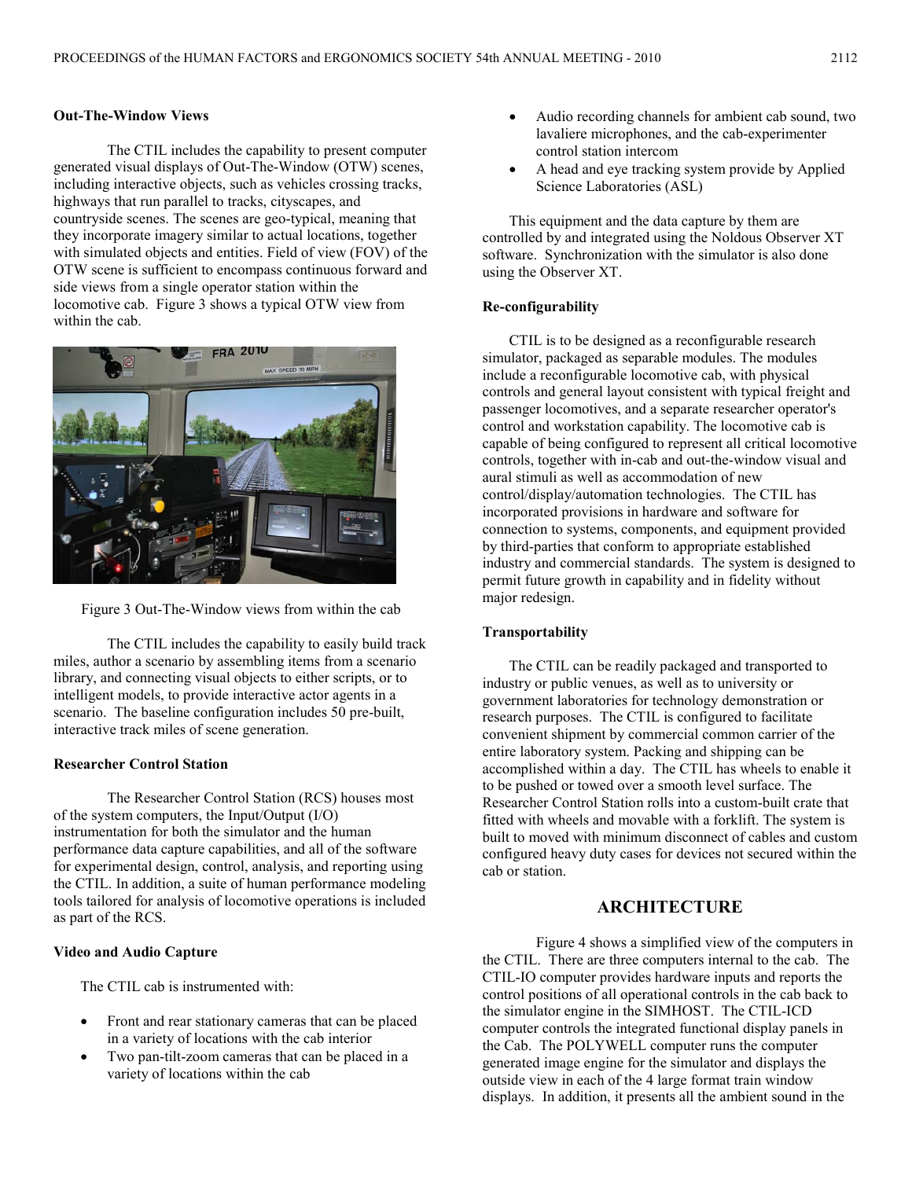### Out-The-Window Views

The CTIL includes the capability to present computer generated visual displays of Out-The-Window (OTW) scenes, including interactive objects, such as vehicles crossing tracks, highways that run parallel to tracks, cityscapes, and countryside scenes. The scenes are geo-typical, meaning that they incorporate imagery similar to actual locations, together with simulated objects and entities. Field of view (FOV) of the OTW scene is sufficient to encompass continuous forward and side views from a single operator station within the locomotive cab. Figure 3 shows a typical OTW view from within the cab.

Figure 3 Out-The-Window views from within the cab

The CTIL includes the capability to easily build track miles, author a scenario by assembling items from a scenario library, and connecting visual objects to either scripts, or to intelligent models, to provide interactive actor agents in a scenario. The baseline configuration includes 50 pre-built, interactive track miles of scene generation.

### Researcher Control Station

The Researcher Control Station (RCS) houses most of the system computers, the Input/Output (I/O) instrumentation for both the simulator and the human performance data capture capabilities, and all of the software for experimental design, control, analysis, and reporting using the CTIL. In addition, a suite of human performance modeling tools tailored for analysis of locomotive operations is included as part of the RCS.

### Video and Audio Capture

The CTIL cab is instrumented with:

- Front and rear stationary cameras that can be placed in a variety of locations with the cab interior
- Two pan-tilt-zoom cameras that can be placed in a variety of locations within the cab
- Audio recording channels for ambient cab sound, two lavaliere microphones, and the cab-experimenter control station intercom
- A head and eye tracking system provide by Applied Science Laboratories (ASL)

This equipment and the data capture by them are controlled by and integrated using the Noldous Observer XT software. Synchronization with the simulator is also done using the Observer XT.

### Re-configurability

CTIL is to be designed as a reconfigurable research simulator, packaged as separable modules. The modules include a reconfigurable locomotive cab, with physical controls and general layout consistent with typical freight and passenger locomotives, and a separate researcher operator's control and workstation capability. The locomotive cab is capable of being configured to represent all critical locomotive controls, together with in-cab and out-the-window visual and aural stimuli as well as accommodation of new control/display/automation technologies. The CTIL has incorporated provisions in hardware and software for connection to systems, components, and equipment provided by third-parties that conform to appropriate established industry and commercial standards. The system is designed to permit future growth in capability and in fidelity without major redesign.

### Transportability

The CTIL can be readily packaged and transported to industry or public venues, as well as to university or government laboratories for technology demonstration or research purposes. The CTIL is configured to facilitate convenient shipment by commercial common carrier of the entire laboratory system. Packing and shipping can be accomplished within a day. The CTIL has wheels to enable it to be pushed or towed over a smooth level surface. The Researcher Control Station rolls into a custom-built crate that fitted with wheels and movable with a forklift. The system is built to moved with minimum disconnect of cables and custom configured heavy duty cases for devices not secured within the cab or station.

## ARCHITECTURE

Figure 4 shows a simplified view of the computers in the CTIL. There are three computers internal to the cab. The CTIL-IO computer provides hardware inputs and reports the control positions of all operational controls in the cab back to the simulator engine in the SIMHOST. The CTIL-ICD computer controls the integrated functional display panels in the Cab. The POLYWELL computer runs the computer generated image engine for the simulator and displays the outside view in each of the 4 large format train window displays. In addition, it presents all the ambient sound in the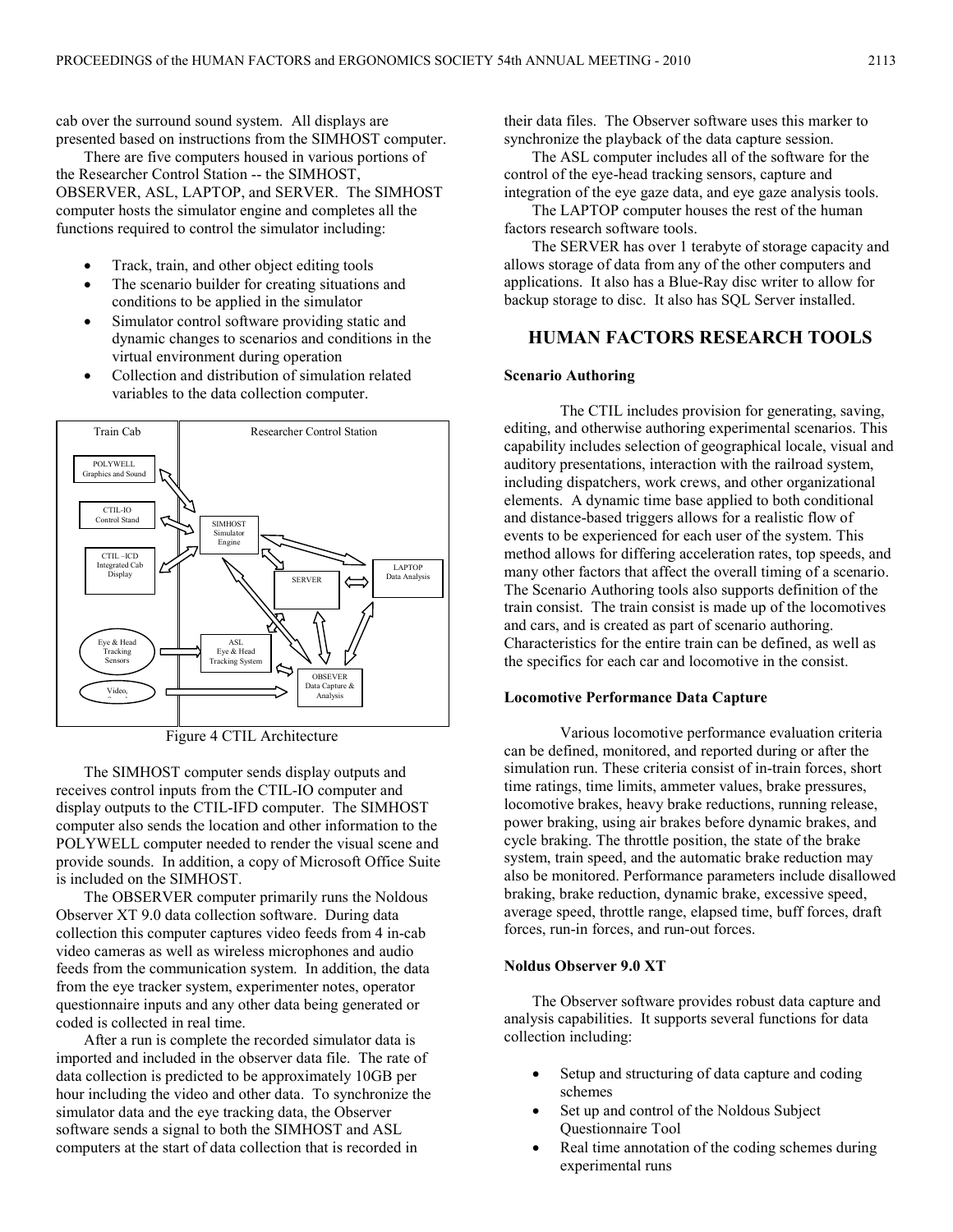cab over the surround sound system. All displays are presented based on instructions from the SIMHOST computer.

There are five computers housed in various portions of the Researcher Control Station -- the SIMHOST, OBSERVER, ASL, LAPTOP, and SERVER. The SIMHOST computer hosts the simulator engine and completes all the functions required to control the simulator including:

- Track, train, and other object editing tools
- The scenario builder for creating situations and conditions to be applied in the simulator
- Simulator control software providing static and dynamic changes to scenarios and conditions in the virtual environment during operation
- Collection and distribution of simulation related variables to the data collection computer.

Train Cab

Researcher Control Station

POLYWELL Graphics and Sound

CTIL-IO Control Stand

CTIL –ICD Integrated Cab Display

SIMHOST Simulator Engine

SERVER

LAPTOP Data Analysis

Eye & Head Tracking Sensors

ASL Eye & Head Tracking System

Video,

OBSEVER Data Capture & Analysis

Figure 4 CTIL Architecture

The SIMHOST computer sends display outputs and receives control inputs from the CTIL-IO computer and display outputs to the CTIL-IFD computer. The SIMHOST computer also sends the location and other information to the POLYWELL computer needed to render the visual scene and provide sounds. In addition, a copy of Microsoft Office Suite is included on the SIMHOST.

The OBSERVER computer primarily runs the Noldous Observer XT 9.0 data collection software. During data collection this computer captures video feeds from 4 in-cab video cameras as well as wireless microphones and audio feeds from the communication system. In addition, the data from the eye tracker system, experimenter notes, operator questionnaire inputs and any other data being generated or coded is collected in real time.

After a run is complete the recorded simulator data is imported and included in the observer data file. The rate of data collection is predicted to be approximately 10GB per hour including the video and other data. To synchronize the simulator data and the eye tracking data, the Observer software sends a signal to both the SIMHOST and ASL computers at the start of data collection that is recorded in their data files. The Observer software uses this marker to synchronize the playback of the data capture session.

The ASL computer includes all of the software for the control of the eye-head tracking sensors, capture and integration of the eye gaze data, and eye gaze analysis tools.

The LAPTOP computer houses the rest of the human factors research software tools.

The SERVER has over 1 terabyte of storage capacity and allows storage of data from any of the other computers and applications. It also has a Blue-Ray disc writer to allow for backup storage to disc. It also has SQL Server installed.

## HUMAN FACTORS RESEARCH TOOLS

### Scenario Authoring

The CTIL includes provision for generating, saving, editing, and otherwise authoring experimental scenarios. This capability includes selection of geographical locale, visual and auditory presentations, interaction with the railroad system, including dispatchers, work crews, and other organizational elements. A dynamic time base applied to both conditional and distance-based triggers allows for a realistic flow of events to be experienced for each user of the system. This method allows for differing acceleration rates, top speeds, and many other factors that affect the overall timing of a scenario. The Scenario Authoring tools also supports definition of the train consist. The train consist is made up of the locomotives and cars, and is created as part of scenario authoring. Characteristics for the entire train can be defined, as well as the specifics for each car and locomotive in the consist.

### Locomotive Performance Data Capture

Various locomotive performance evaluation criteria can be defined, monitored, and reported during or after the simulation run. These criteria consist of in-train forces, short time ratings, time limits, ammeter values, brake pressures, locomotive brakes, heavy brake reductions, running release, power braking, using air brakes before dynamic brakes, and cycle braking. The throttle position, the state of the brake system, train speed, and the automatic brake reduction may also be monitored. Performance parameters include disallowed braking, brake reduction, dynamic brake, excessive speed, average speed, throttle range, elapsed time, buff forces, draft forces, run-in forces, and run-out forces.

### Noldus Observer 9.0 XT

The Observer software provides robust data capture and analysis capabilities. It supports several functions for data collection including:

- Setup and structuring of data capture and coding schemes
- Set up and control of the Noldous Subject Questionnaire Tool
- Real time annotation of the coding schemes during experimental runs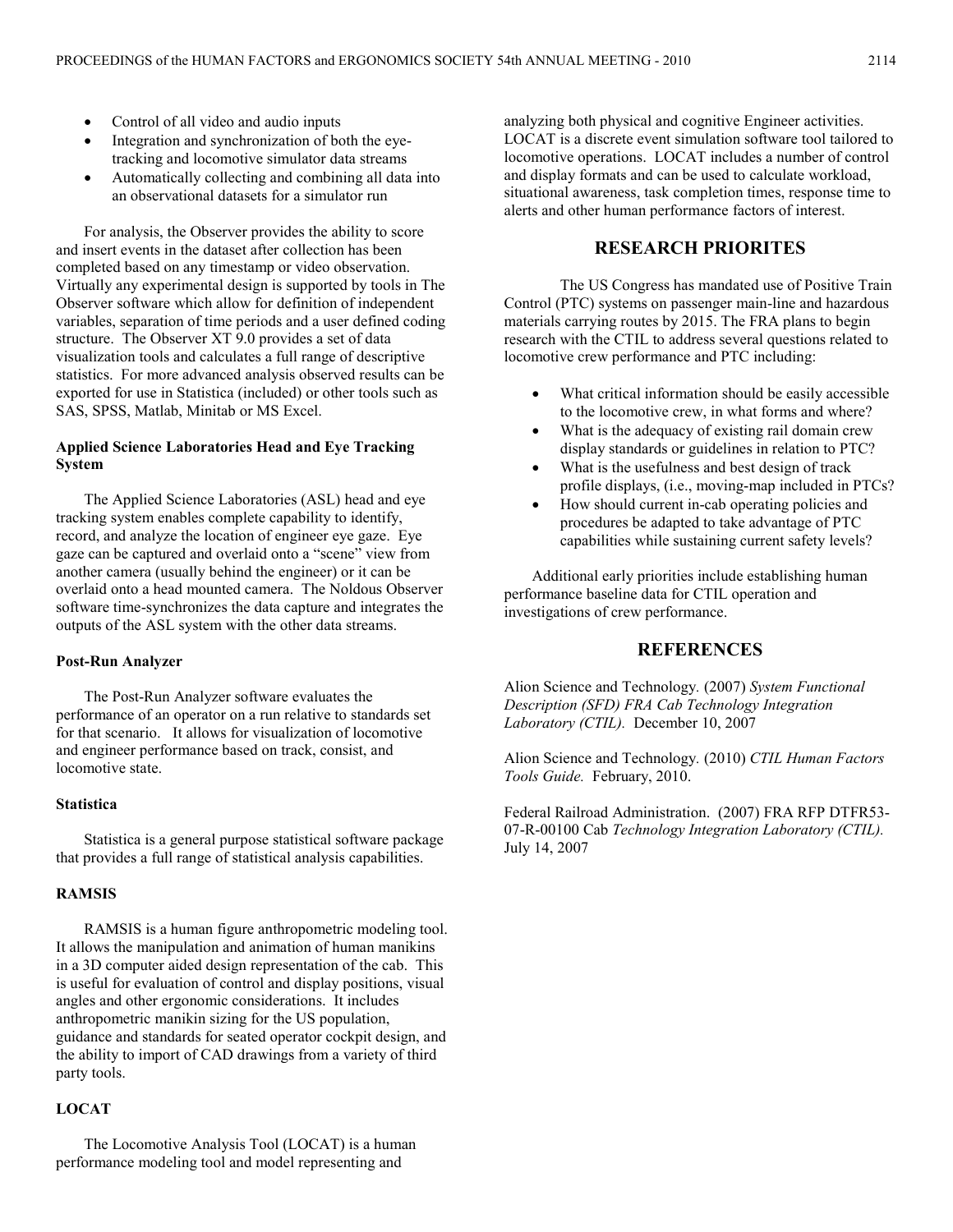- Control of all video and audio inputs
- Integration and synchronization of both the eye-tracking and locomotive simulator data streams
- Automatically collecting and combining all data into an observational datasets for a simulator run

For analysis, the Observer provides the ability to score and insert events in the dataset after collection has been completed based on any timestamp or video observation. Virtually any experimental design is supported by tools in The Observer software which allow for definition of independent variables, separation of time periods and a user defined coding structure. The Observer XT 9.0 provides a set of data visualization tools and calculates a full range of descriptive statistics. For more advanced analysis observed results can be exported for use in Statistica (included) or other tools such as SAS, SPSS, Matlab, Minitab or MS Excel.

### Applied Science Laboratories Head and Eye Tracking System

The Applied Science Laboratories (ASL) head and eye tracking system enables complete capability to identify, record, and analyze the location of engineer eye gaze. Eye gaze can be captured and overlaid onto a "scene" view from another camera (usually behind the engineer) or it can be overlaid onto a head mounted camera. The Noldous Observer software time-synchronizes the data capture and integrates the outputs of the ASL system with the other data streams.

### Post-Run Analyzer

The Post-Run Analyzer software evaluates the performance of an operator on a run relative to standards set for that scenario. It allows for visualization of locomotive and engineer performance based on track, consist, and locomotive state.

### Statistica

Statistica is a general purpose statistical software package that provides a full range of statistical analysis capabilities.

### RAMSIS

RAMSIS is a human figure anthropometric modeling tool. It allows the manipulation and animation of human manikins in a 3D computer aided design representation of the cab. This is useful for evaluation of control and display positions, visual angles and other ergonomic considerations. It includes anthropometric manikin sizing for the US population, guidance and standards for seated operator cockpit design, and the ability to import of CAD drawings from a variety of third party tools.

### LOCAT

The Locomotive Analysis Tool (LOCAT) is a human performance modeling tool and model representing and analyzing both physical and cognitive Engineer activities. LOCAT is a discrete event simulation software tool tailored to locomotive operations. LOCAT includes a number of control and display formats and can be used to calculate workload, situational awareness, task completion times, response time to alerts and other human performance factors of interest.

## RESEARCH PRIORITES

The US Congress has mandated use of Positive Train Control (PTC) systems on passenger main-line and hazardous materials carrying routes by 2015. The FRA plans to begin research with the CTIL to address several questions related to locomotive crew performance and PTC including:

- What critical information should be easily accessible to the locomotive crew, in what forms and where?
- What is the adequacy of existing rail domain crew display standards or guidelines in relation to PTC?
- What is the usefulness and best design of track profile displays, (i.e., moving-map included in PTCs?
- How should current in-cab operating policies and procedures be adapted to take advantage of PTC capabilities while sustaining current safety levels?

Additional early priorities include establishing human performance baseline data for CTIL operation and investigations of crew performance.

## REFERENCES

Alion Science and Technology. (2007) *System Functional Description (SFD) FRA Cab Technology Integration Laboratory (CTIL).* December 10, 2007

Alion Science and Technology. (2010) *CTIL Human Factors Tools Guide.* February, 2010.

Federal Railroad Administration. (2007) FRA RFP DTFR53-07-R-00100 Cab *Technology Integration Laboratory (CTIL).* July 14, 2007